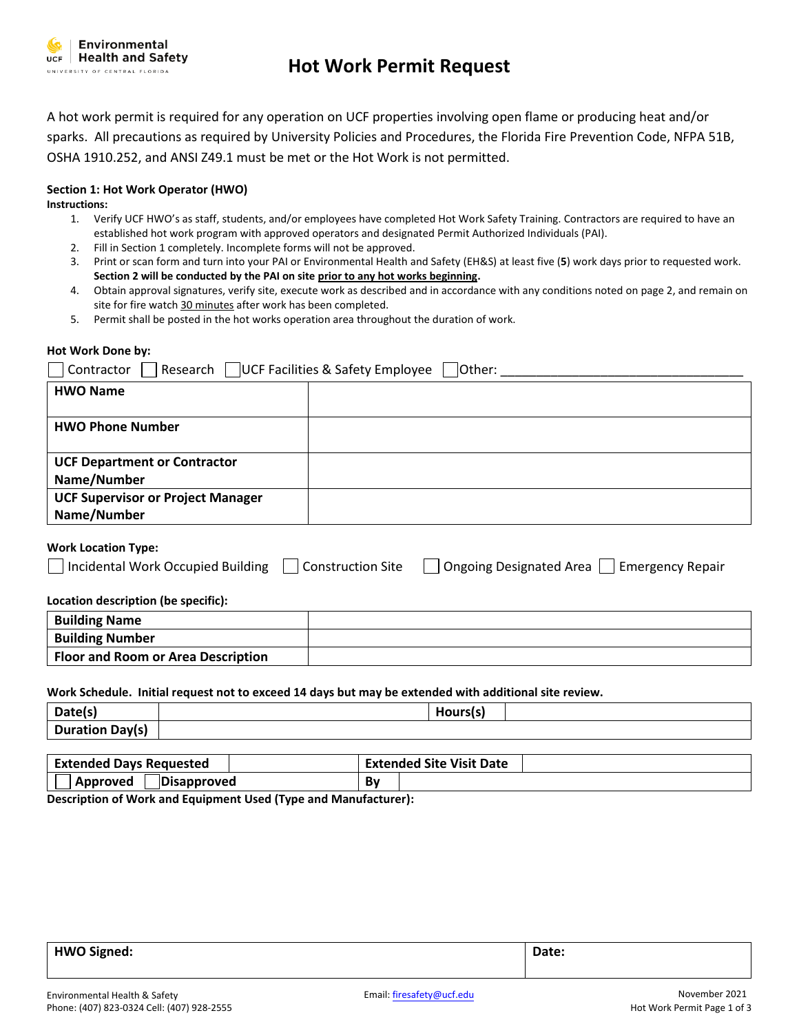Environmental Health and Safety
UCF UNIVERSITY OF CENTRAL FLORIDA

# Hot Work Permit Request

A hot work permit is required for any operation on UCF properties involving open flame or producing heat and/or sparks. All precautions as required by University Policies and Procedures, the Florida Fire Prevention Code, NFPA 51B, OSHA 1910.252, and ANSI Z49.1 must be met or the Hot Work is not permitted.

**Section 1: Hot Work Operator (HWO)**

**Instructions:**

1. Verify UCF HWO's as staff, students, and/or employees have completed Hot Work Safety Training. Contractors are required to have an established hot work program with approved operators and designated Permit Authorized Individuals (PAI).
2. Fill in Section 1 completely. Incomplete forms will not be approved.
3. Print or scan form and turn into your PAI or Environmental Health and Safety (EH&S) at least five (**5**) work days prior to requested work. **Section 2 will be conducted by the PAI on site prior to any hot works beginning.**
4. Obtain approval signatures, verify site, execute work as described and in accordance with any conditions noted on page 2, and remain on site for fire watch 30 minutes after work has been completed.
5. Permit shall be posted in the hot works operation area throughout the duration of work.

**Hot Work Done by:**

☐ Contractor ☐ Research ☐ UCF Facilities & Safety Employee ☐ Other: ______________________________

| | |
|---|---|
| **HWO Name** | |
| **HWO Phone Number** | |
| **UCF Department or Contractor Name/Number** | |
| **UCF Supervisor or Project Manager Name/Number** | |

**Work Location Type:**

☐ Incidental Work Occupied Building ☐ Construction Site ☐ Ongoing Designated Area ☐ Emergency Repair

**Location description (be specific):**

| | |
|---|---|
| **Building Name** | |
| **Building Number** | |
| **Floor and Room or Area Description** | |

**Work Schedule. Initial request not to exceed 14 days but may be extended with additional site review.**

| | | | |
|---|---|---|---|
| **Date(s)** | | **Hours(s)** | |
| **Duration Day(s)** | | | |

| | | | |
|---|---|---|---|
| **Extended Days Requested** | | **Extended Site Visit Date** | |
| ☐ **Approved** ☐ **Disapproved** | | **By** | |

**Description of Work and Equipment Used (Type and Manufacturer):**

| | |
|---|---|
| **HWO Signed:** | **Date:** |

Environmental Health & Safety
Phone: (407) 823-0324 Cell: (407) 928-2555

Email: firesafety@ucf.edu

November 2021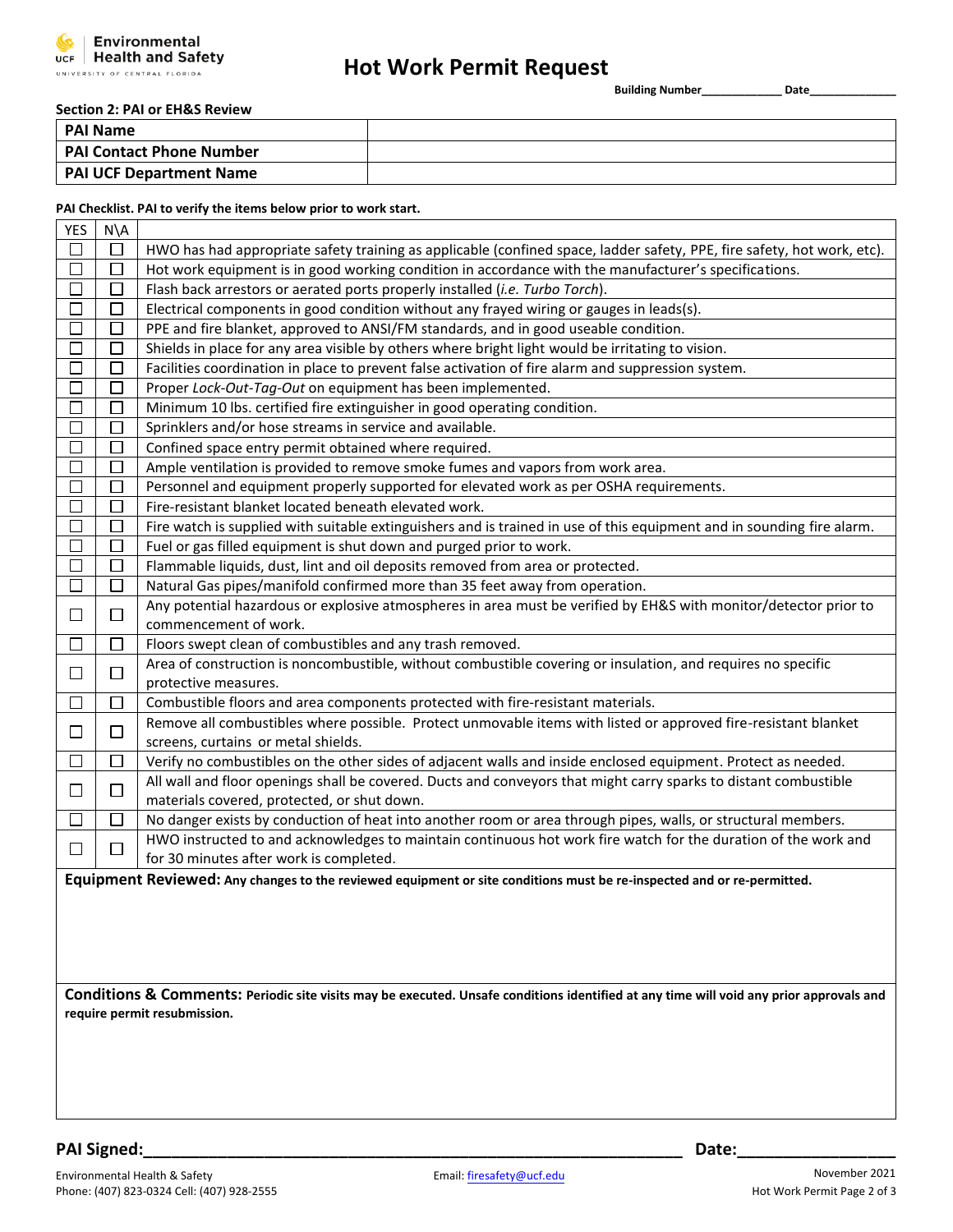# Hot Work Permit Request

**Building Number____________ Date_____________**

**Section 2: PAI or EH&S Review**

| | |
|---|---|
| **PAI Name** | |
| **PAI Contact Phone Number** | |
| **PAI UCF Department Name** | |

**PAI Checklist. PAI to verify the items below prior to work start.**

| YES | N\A | |
|---|---|---|
| ☐ | ☐ | HWO has had appropriate safety training as applicable (confined space, ladder safety, PPE, fire safety, hot work, etc). |
| ☐ | ☐ | Hot work equipment is in good working condition in accordance with the manufacturer's specifications. |
| ☐ | ☐ | Flash back arrestors or aerated ports properly installed (*i.e. Turbo Torch*). |
| ☐ | ☐ | Electrical components in good condition without any frayed wiring or gauges in leads(s). |
| ☐ | ☐ | PPE and fire blanket, approved to ANSI/FM standards, and in good useable condition. |
| ☐ | ☐ | Shields in place for any area visible by others where bright light would be irritating to vision. |
| ☐ | ☐ | Facilities coordination in place to prevent false activation of fire alarm and suppression system. |
| ☐ | ☐ | Proper *Lock-Out-Tag-Out* on equipment has been implemented. |
| ☐ | ☐ | Minimum 10 lbs. certified fire extinguisher in good operating condition. |
| ☐ | ☐ | Sprinklers and/or hose streams in service and available. |
| ☐ | ☐ | Confined space entry permit obtained where required. |
| ☐ | ☐ | Ample ventilation is provided to remove smoke fumes and vapors from work area. |
| ☐ | ☐ | Personnel and equipment properly supported for elevated work as per OSHA requirements. |
| ☐ | ☐ | Fire-resistant blanket located beneath elevated work. |
| ☐ | ☐ | Fire watch is supplied with suitable extinguishers and is trained in use of this equipment and in sounding fire alarm. |
| ☐ | ☐ | Fuel or gas filled equipment is shut down and purged prior to work. |
| ☐ | ☐ | Flammable liquids, dust, lint and oil deposits removed from area or protected. |
| ☐ | ☐ | Natural Gas pipes/manifold confirmed more than 35 feet away from operation. |
| ☐ | ☐ | Any potential hazardous or explosive atmospheres in area must be verified by EH&S with monitor/detector prior to commencement of work. |
| ☐ | ☐ | Floors swept clean of combustibles and any trash removed. |
| ☐ | ☐ | Area of construction is noncombustible, without combustible covering or insulation, and requires no specific protective measures. |
| ☐ | ☐ | Combustible floors and area components protected with fire-resistant materials. |
| ☐ | ☐ | Remove all combustibles where possible. Protect unmovable items with listed or approved fire-resistant blanket screens, curtains or metal shields. |
| ☐ | ☐ | Verify no combustibles on the other sides of adjacent walls and inside enclosed equipment. Protect as needed. |
| ☐ | ☐ | All wall and floor openings shall be covered. Ducts and conveyors that might carry sparks to distant combustible materials covered, protected, or shut down. |
| ☐ | ☐ | No danger exists by conduction of heat into another room or area through pipes, walls, or structural members. |
| ☐ | ☐ | HWO instructed to and acknowledges to maintain continuous hot work fire watch for the duration of the work and for 30 minutes after work is completed. |

**Equipment Reviewed: Any changes to the reviewed equipment or site conditions must be re-inspected and or re-permitted.**

**Conditions & Comments: Periodic site visits may be executed. Unsafe conditions identified at any time will void any prior approvals and require permit resubmission.**

**PAI Signed:_____________________________________________ Date:________________**

Environmental Health & Safety
Phone: (407) 823-0324 Cell: (407) 928-2555

Email: firesafety@ucf.edu

November 2021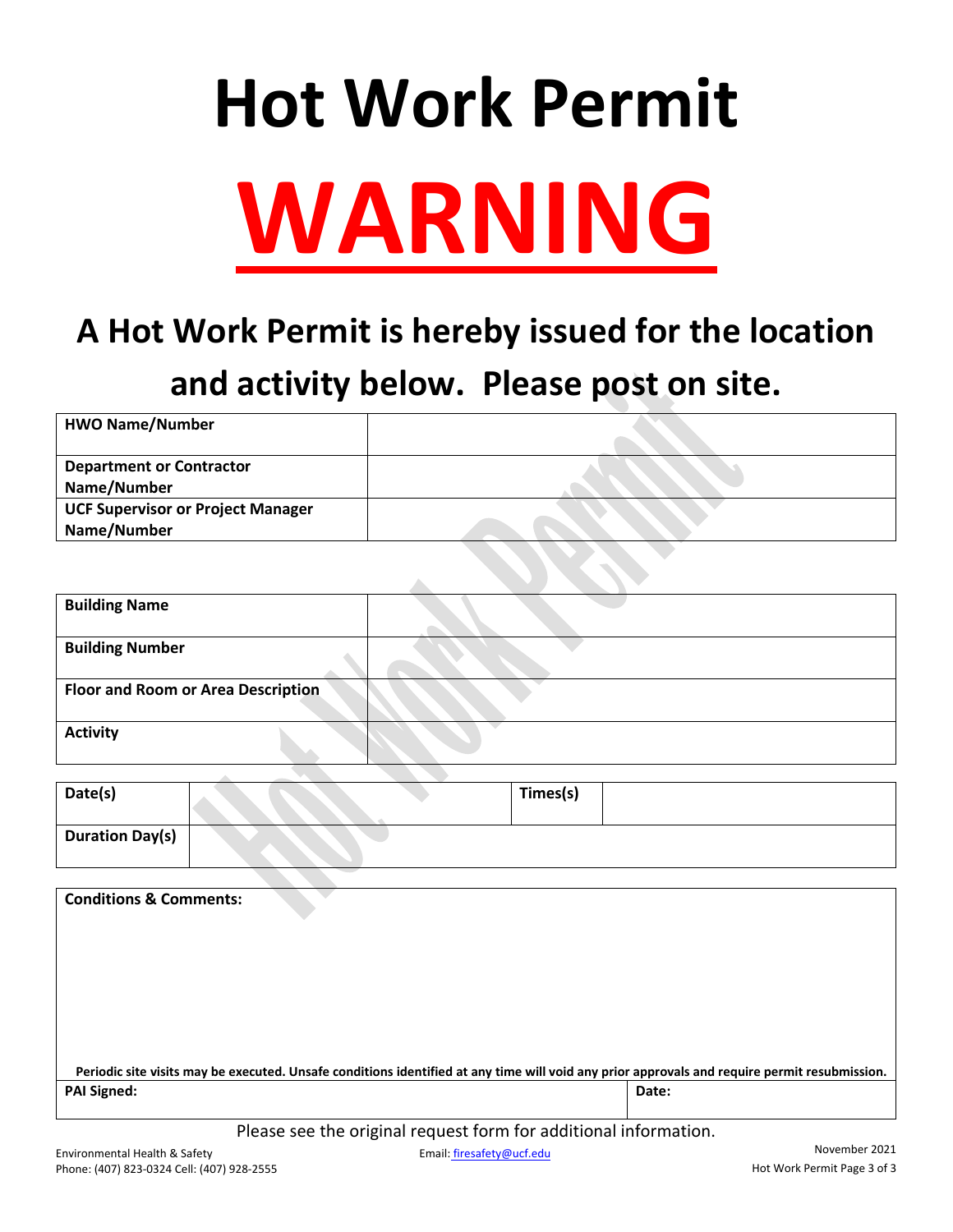# Hot Work Permit

# WARNING

## A Hot Work Permit is hereby issued for the location and activity below. Please post on site.

| | |
|---|---|
| **HWO Name/Number** | |
| **Department or Contractor Name/Number** | |
| **UCF Supervisor or Project Manager Name/Number** | |

| | |
|---|---|
| **Building Name** | |
| **Building Number** | |
| **Floor and Room or Area Description** | |
| **Activity** | |

| | | | |
|---|---|---|---|
| **Date(s)** | | **Times(s)** | |
| **Duration Day(s)** | | | |

**Conditions & Comments:**

**Periodic site visits may be executed. Unsafe conditions identified at any time will void any prior approvals and require permit resubmission.**

| | |
|---|---|
| **PAI Signed:** | **Date:** |

Please see the original request form for additional information.

Environmental Health & Safety
Phone: (407) 823-0324 Cell: (407) 928-2555

Email: firesafety@ucf.edu

November 2021